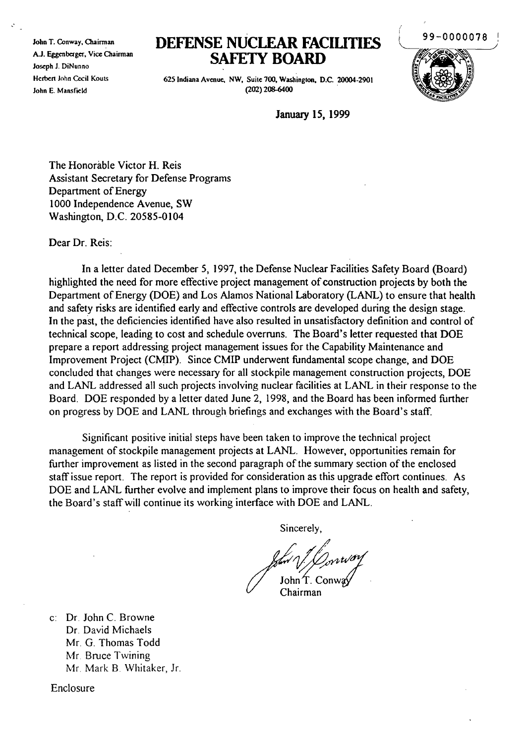John T. Conway, Chairman
A.J. Eggenberger, Vice Chairman
Joseph J. DiNunno
Herbert John Cecil Kouts
John E. Mansfield

# DEFENSE NUCLEAR FACILITIES SAFETY BOARD

625 Indiana Avenue, NW, Suite 700, Washington, D.C. 20004-2901
(202) 208-6400

99-0000078

January 15, 1999

The Honorable Victor H. Reis
Assistant Secretary for Defense Programs
Department of Energy
1000 Independence Avenue, SW
Washington, D.C. 20585-0104

Dear Dr. Reis:

In a letter dated December 5, 1997, the Defense Nuclear Facilities Safety Board (Board) highlighted the need for more effective project management of construction projects by both the Department of Energy (DOE) and Los Alamos National Laboratory (LANL) to ensure that health and safety risks are identified early and effective controls are developed during the design stage. In the past, the deficiencies identified have also resulted in unsatisfactory definition and control of technical scope, leading to cost and schedule overruns. The Board's letter requested that DOE prepare a report addressing project management issues for the Capability Maintenance and Improvement Project (CMIP). Since CMIP underwent fundamental scope change, and DOE concluded that changes were necessary for all stockpile management construction projects, DOE and LANL addressed all such projects involving nuclear facilities at LANL in their response to the Board. DOE responded by a letter dated June 2, 1998, and the Board has been informed further on progress by DOE and LANL through briefings and exchanges with the Board's staff.

Significant positive initial steps have been taken to improve the technical project management of stockpile management projects at LANL. However, opportunities remain for further improvement as listed in the second paragraph of the summary section of the enclosed staff issue report. The report is provided for consideration as this upgrade effort continues. As DOE and LANL further evolve and implement plans to improve their focus on health and safety, the Board's staff will continue its working interface with DOE and LANL.

Sincerely,

John T. Conway
Chairman

c: Dr. John C. Browne
Dr. David Michaels
Mr. G. Thomas Todd
Mr. Bruce Twining
Mr. Mark B. Whitaker, Jr.

Enclosure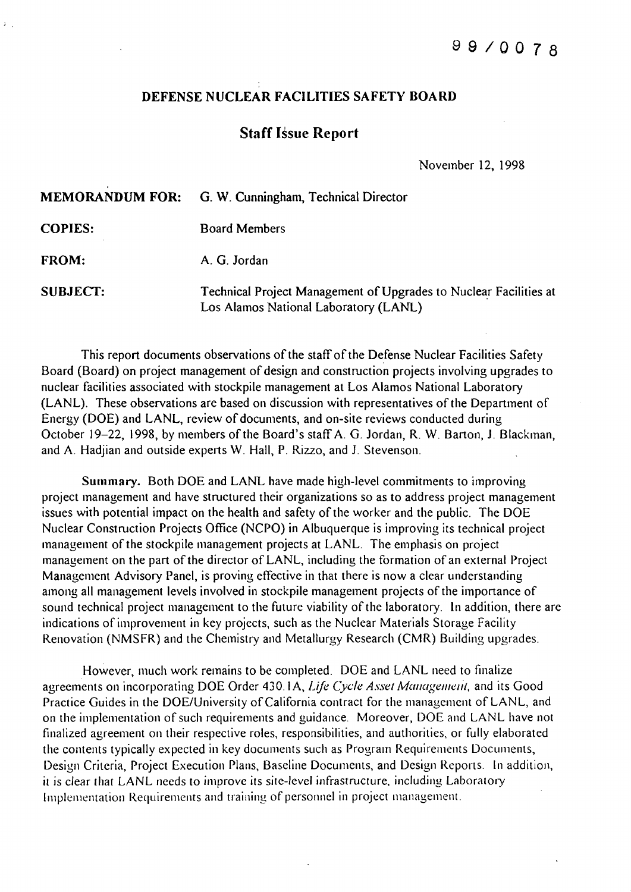99/0078

# DEFENSE NUCLEAR FACILITIES SAFETY BOARD

## Staff Issue Report

November 12, 1998

**MEMORANDUM FOR:** G. W. Cunningham, Technical Director

**COPIES:** Board Members

**FROM:** A. G. Jordan

**SUBJECT:** Technical Project Management of Upgrades to Nuclear Facilities at Los Alamos National Laboratory (LANL)

This report documents observations of the staff of the Defense Nuclear Facilities Safety Board (Board) on project management of design and construction projects involving upgrades to nuclear facilities associated with stockpile management at Los Alamos National Laboratory (LANL). These observations are based on discussion with representatives of the Department of Energy (DOE) and LANL, review of documents, and on-site reviews conducted during October 19–22, 1998, by members of the Board's staff A. G. Jordan, R. W. Barton, J. Blackman, and A. Hadjian and outside experts W. Hall, P. Rizzo, and J. Stevenson.

**Summary.** Both DOE and LANL have made high-level commitments to improving project management and have structured their organizations so as to address project management issues with potential impact on the health and safety of the worker and the public. The DOE Nuclear Construction Projects Office (NCPO) in Albuquerque is improving its technical project management of the stockpile management projects at LANL. The emphasis on project management on the part of the director of LANL, including the formation of an external Project Management Advisory Panel, is proving effective in that there is now a clear understanding among all management levels involved in stockpile management projects of the importance of sound technical project management to the future viability of the laboratory. In addition, there are indications of improvement in key projects, such as the Nuclear Materials Storage Facility Renovation (NMSFR) and the Chemistry and Metallurgy Research (CMR) Building upgrades.

However, much work remains to be completed. DOE and LANL need to finalize agreements on incorporating DOE Order 430.1A, *Life Cycle Asset Management*, and its Good Practice Guides in the DOE/University of California contract for the management of LANL, and on the implementation of such requirements and guidance. Moreover, DOE and LANL have not finalized agreement on their respective roles, responsibilities, and authorities, or fully elaborated the contents typically expected in key documents such as Program Requirements Documents, Design Criteria, Project Execution Plans, Baseline Documents, and Design Reports. In addition, it is clear that LANL needs to improve its site-level infrastructure, including Laboratory Implementation Requirements and training of personnel in project management.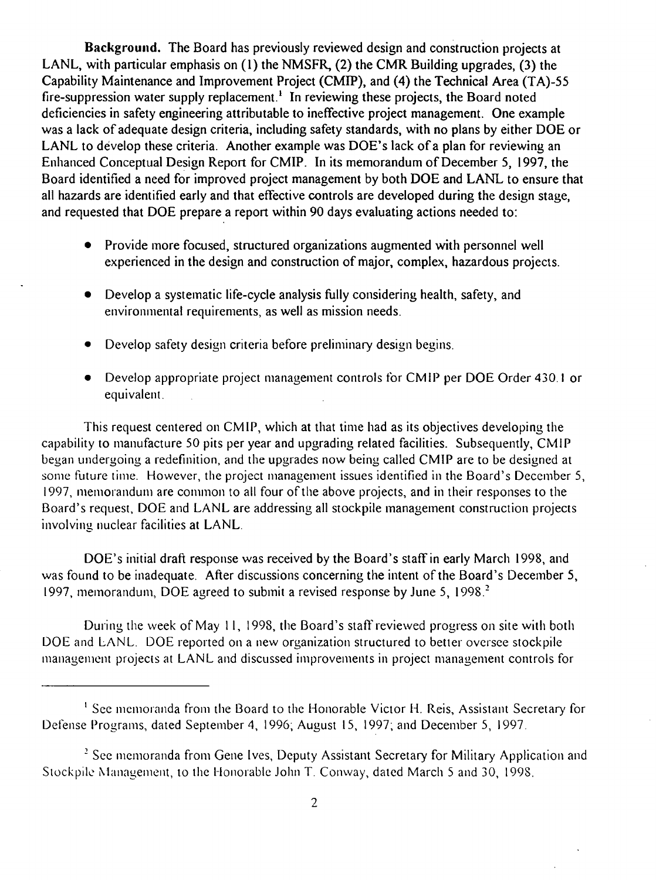**Background.** The Board has previously reviewed design and construction projects at LANL, with particular emphasis on (1) the NMSFR, (2) the CMR Building upgrades, (3) the Capability Maintenance and Improvement Project (CMIP), and (4) the Technical Area (TA)-55 fire-suppression water supply replacement.[1] In reviewing these projects, the Board noted deficiencies in safety engineering attributable to ineffective project management. One example was a lack of adequate design criteria, including safety standards, with no plans by either DOE or LANL to develop these criteria. Another example was DOE's lack of a plan for reviewing an Enhanced Conceptual Design Report for CMIP. In its memorandum of December 5, 1997, the Board identified a need for improved project management by both DOE and LANL to ensure that all hazards are identified early and that effective controls are developed during the design stage, and requested that DOE prepare a report within 90 days evaluating actions needed to:

- Provide more focused, structured organizations augmented with personnel well experienced in the design and construction of major, complex, hazardous projects.
- Develop a systematic life-cycle analysis fully considering health, safety, and environmental requirements, as well as mission needs.
- Develop safety design criteria before preliminary design begins.
- Develop appropriate project management controls for CMIP per DOE Order 430.1 or equivalent.

This request centered on CMIP, which at that time had as its objectives developing the capability to manufacture 50 pits per year and upgrading related facilities. Subsequently, CMIP began undergoing a redefinition, and the upgrades now being called CMIP are to be designed at some future time. However, the project management issues identified in the Board's December 5, 1997, memorandum are common to all four of the above projects, and in their responses to the Board's request, DOE and LANL are addressing all stockpile management construction projects involving nuclear facilities at LANL.

DOE's initial draft response was received by the Board's staff in early March 1998, and was found to be inadequate. After discussions concerning the intent of the Board's December 5, 1997, memorandum, DOE agreed to submit a revised response by June 5, 1998.[2]

During the week of May 11, 1998, the Board's staff reviewed progress on site with both DOE and LANL. DOE reported on a new organization structured to better oversee stockpile management projects at LANL and discussed improvements in project management controls for

---

[1] See memoranda from the Board to the Honorable Victor H. Reis, Assistant Secretary for Defense Programs, dated September 4, 1996; August 15, 1997; and December 5, 1997.

[2] See memoranda from Gene Ives, Deputy Assistant Secretary for Military Application and Stockpile Management, to the Honorable John T. Conway, dated March 5 and 30, 1998.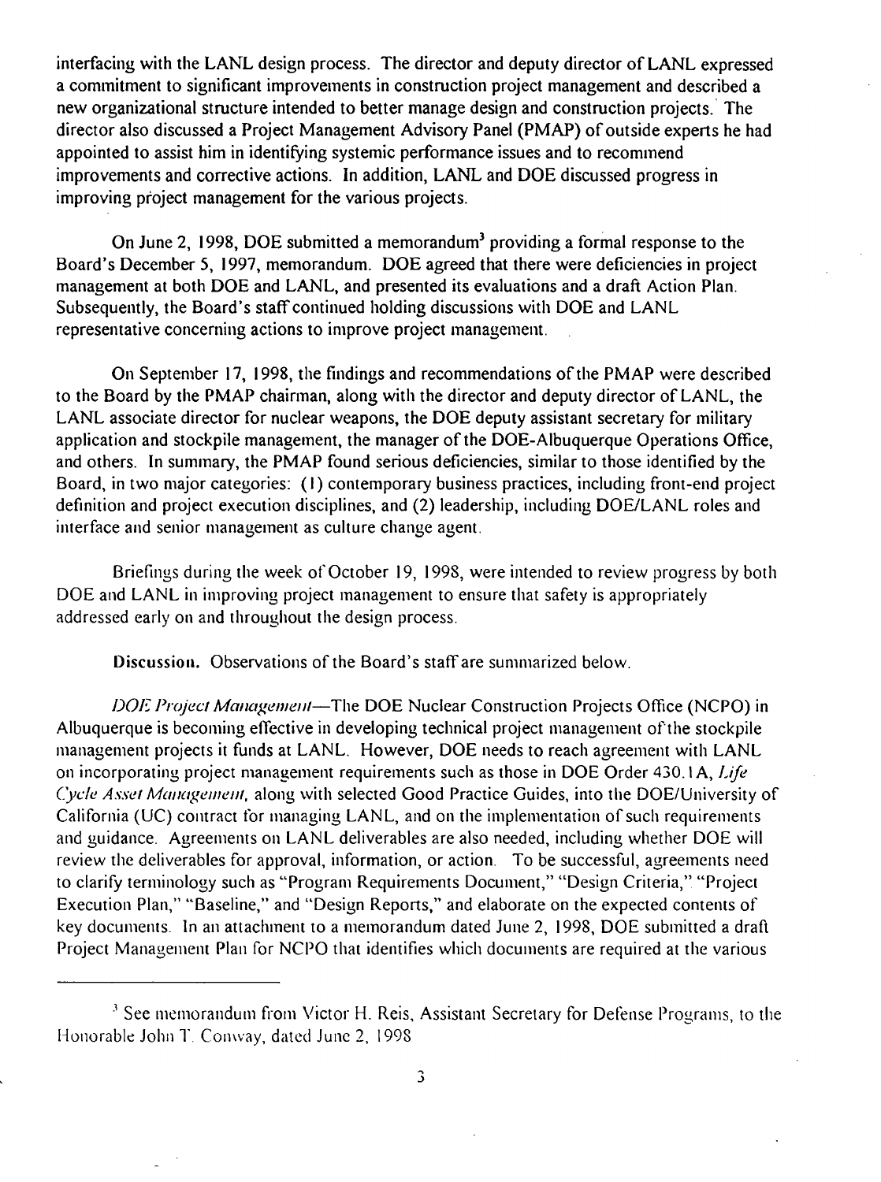interfacing with the LANL design process. The director and deputy director of LANL expressed a commitment to significant improvements in construction project management and described a new organizational structure intended to better manage design and construction projects. The director also discussed a Project Management Advisory Panel (PMAP) of outside experts he had appointed to assist him in identifying systemic performance issues and to recommend improvements and corrective actions. In addition, LANL and DOE discussed progress in improving project management for the various projects.

On June 2, 1998, DOE submitted a memorandum[3] providing a formal response to the Board's December 5, 1997, memorandum. DOE agreed that there were deficiencies in project management at both DOE and LANL, and presented its evaluations and a draft Action Plan. Subsequently, the Board's staff continued holding discussions with DOE and LANL representative concerning actions to improve project management.

On September 17, 1998, the findings and recommendations of the PMAP were described to the Board by the PMAP chairman, along with the director and deputy director of LANL, the LANL associate director for nuclear weapons, the DOE deputy assistant secretary for military application and stockpile management, the manager of the DOE-Albuquerque Operations Office, and others. In summary, the PMAP found serious deficiencies, similar to those identified by the Board, in two major categories: (1) contemporary business practices, including front-end project definition and project execution disciplines, and (2) leadership, including DOE/LANL roles and interface and senior management as culture change agent.

Briefings during the week of October 19, 1998, were intended to review progress by both DOE and LANL in improving project management to ensure that safety is appropriately addressed early on and throughout the design process.

**Discussion.** Observations of the Board's staff are summarized below.

*DOE Project Management*—The DOE Nuclear Construction Projects Office (NCPO) in Albuquerque is becoming effective in developing technical project management of the stockpile management projects it funds at LANL. However, DOE needs to reach agreement with LANL on incorporating project management requirements such as those in DOE Order 430.1A, *Life Cycle Asset Management*, along with selected Good Practice Guides, into the DOE/University of California (UC) contract for managing LANL, and on the implementation of such requirements and guidance. Agreements on LANL deliverables are also needed, including whether DOE will review the deliverables for approval, information, or action. To be successful, agreements need to clarify terminology such as "Program Requirements Document," "Design Criteria," "Project Execution Plan," "Baseline," and "Design Reports," and elaborate on the expected contents of key documents. In an attachment to a memorandum dated June 2, 1998, DOE submitted a draft Project Management Plan for NCPO that identifies which documents are required at the various

[3] See memorandum from Victor H. Reis, Assistant Secretary for Defense Programs, to the Honorable John T. Conway, dated June 2, 1998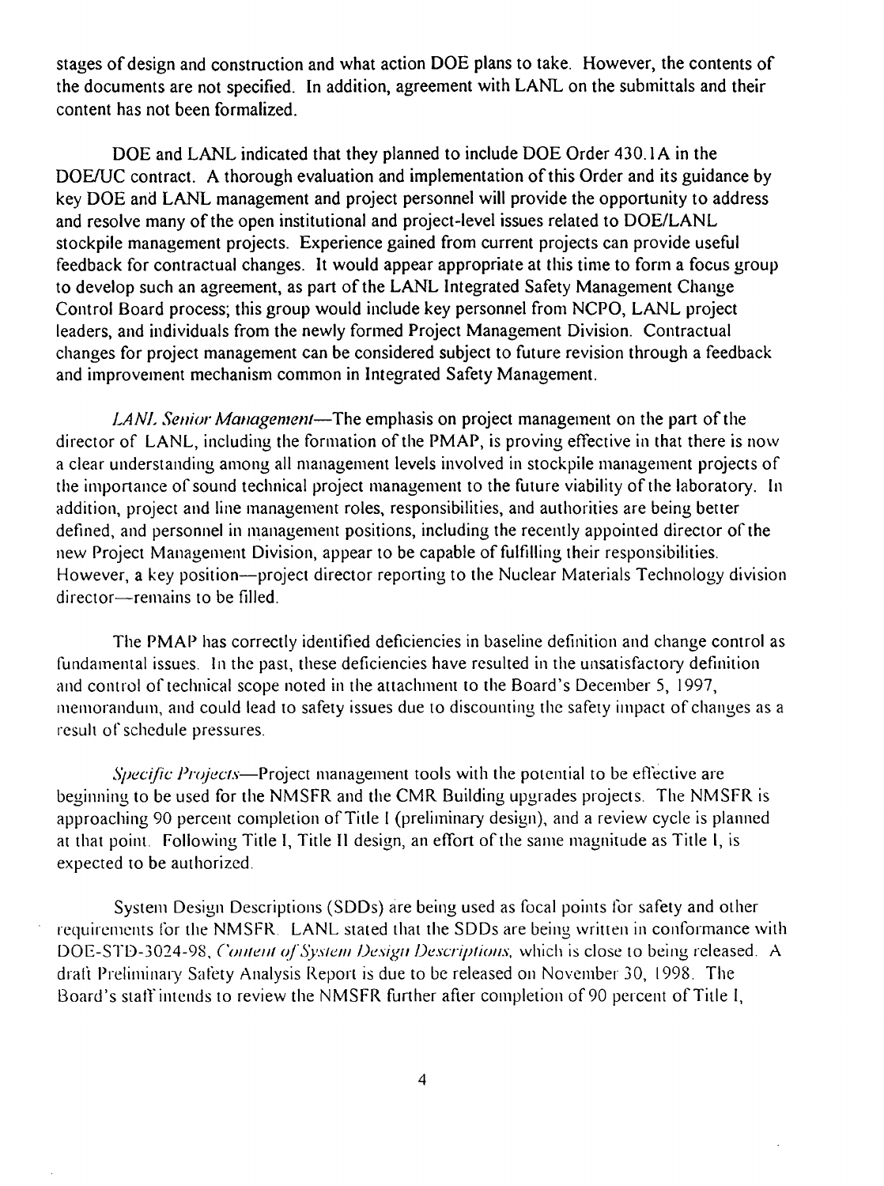stages of design and construction and what action DOE plans to take. However, the contents of the documents are not specified. In addition, agreement with LANL on the submittals and their content has not been formalized.

DOE and LANL indicated that they planned to include DOE Order 430.1A in the DOE/UC contract. A thorough evaluation and implementation of this Order and its guidance by key DOE and LANL management and project personnel will provide the opportunity to address and resolve many of the open institutional and project-level issues related to DOE/LANL stockpile management projects. Experience gained from current projects can provide useful feedback for contractual changes. It would appear appropriate at this time to form a focus group to develop such an agreement, as part of the LANL Integrated Safety Management Change Control Board process; this group would include key personnel from NCPO, LANL project leaders, and individuals from the newly formed Project Management Division. Contractual changes for project management can be considered subject to future revision through a feedback and improvement mechanism common in Integrated Safety Management.

*LANL Senior Management*—The emphasis on project management on the part of the director of LANL, including the formation of the PMAP, is proving effective in that there is now a clear understanding among all management levels involved in stockpile management projects of the importance of sound technical project management to the future viability of the laboratory. In addition, project and line management roles, responsibilities, and authorities are being better defined, and personnel in management positions, including the recently appointed director of the new Project Management Division, appear to be capable of fulfilling their responsibilities. However, a key position—project director reporting to the Nuclear Materials Technology division director—remains to be filled.

The PMAP has correctly identified deficiencies in baseline definition and change control as fundamental issues. In the past, these deficiencies have resulted in the unsatisfactory definition and control of technical scope noted in the attachment to the Board's December 5, 1997, memorandum, and could lead to safety issues due to discounting the safety impact of changes as a result of schedule pressures.

*Specific Projects*—Project management tools with the potential to be effective are beginning to be used for the NMSFR and the CMR Building upgrades projects. The NMSFR is approaching 90 percent completion of Title I (preliminary design), and a review cycle is planned at that point. Following Title I, Title II design, an effort of the same magnitude as Title I, is expected to be authorized.

System Design Descriptions (SDDs) are being used as focal points for safety and other requirements for the NMSFR. LANL stated that the SDDs are being written in conformance with DOE-STD-3024-98, *Content of System Design Descriptions*, which is close to being released. A draft Preliminary Safety Analysis Report is due to be released on November 30, 1998. The Board's staff intends to review the NMSFR further after completion of 90 percent of Title I,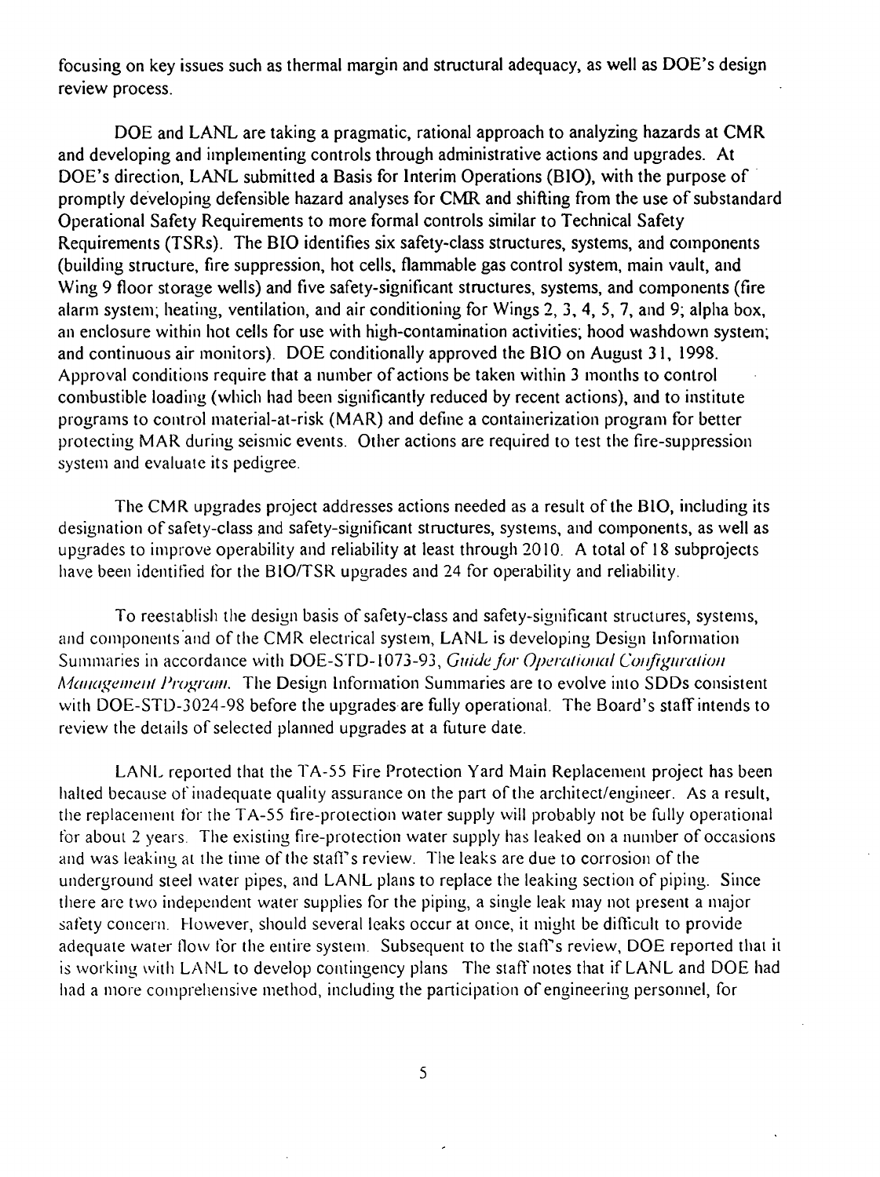focusing on key issues such as thermal margin and structural adequacy, as well as DOE's design review process.

DOE and LANL are taking a pragmatic, rational approach to analyzing hazards at CMR and developing and implementing controls through administrative actions and upgrades. At DOE's direction, LANL submitted a Basis for Interim Operations (BIO), with the purpose of promptly developing defensible hazard analyses for CMR and shifting from the use of substandard Operational Safety Requirements to more formal controls similar to Technical Safety Requirements (TSRs). The BIO identifies six safety-class structures, systems, and components (building structure, fire suppression, hot cells, flammable gas control system, main vault, and Wing 9 floor storage wells) and five safety-significant structures, systems, and components (fire alarm system; heating, ventilation, and air conditioning for Wings 2, 3, 4, 5, 7, and 9; alpha box, an enclosure within hot cells for use with high-contamination activities; hood washdown system; and continuous air monitors). DOE conditionally approved the BIO on August 31, 1998. Approval conditions require that a number of actions be taken within 3 months to control combustible loading (which had been significantly reduced by recent actions), and to institute programs to control material-at-risk (MAR) and define a containerization program for better protecting MAR during seismic events. Other actions are required to test the fire-suppression system and evaluate its pedigree.

The CMR upgrades project addresses actions needed as a result of the BIO, including its designation of safety-class and safety-significant structures, systems, and components, as well as upgrades to improve operability and reliability at least through 2010. A total of 18 subprojects have been identified for the BIO/TSR upgrades and 24 for operability and reliability.

To reestablish the design basis of safety-class and safety-significant structures, systems, and components and of the CMR electrical system, LANL is developing Design Information Summaries in accordance with DOE-STD-1073-93, *Guide for Operational Configuration Management Program*. The Design Information Summaries are to evolve into SDDs consistent with DOE-STD-3024-98 before the upgrades are fully operational. The Board's staff intends to review the details of selected planned upgrades at a future date.

LANL reported that the TA-55 Fire Protection Yard Main Replacement project has been halted because of inadequate quality assurance on the part of the architect/engineer. As a result, the replacement for the TA-55 fire-protection water supply will probably not be fully operational for about 2 years. The existing fire-protection water supply has leaked on a number of occasions and was leaking at the time of the staff's review. The leaks are due to corrosion of the underground steel water pipes, and LANL plans to replace the leaking section of piping. Since there are two independent water supplies for the piping, a single leak may not present a major safety concern. However, should several leaks occur at once, it might be difficult to provide adequate water flow for the entire system. Subsequent to the staff's review, DOE reported that it is working with LANL to develop contingency plans The staff notes that if LANL and DOE had had a more comprehensive method, including the participation of engineering personnel, for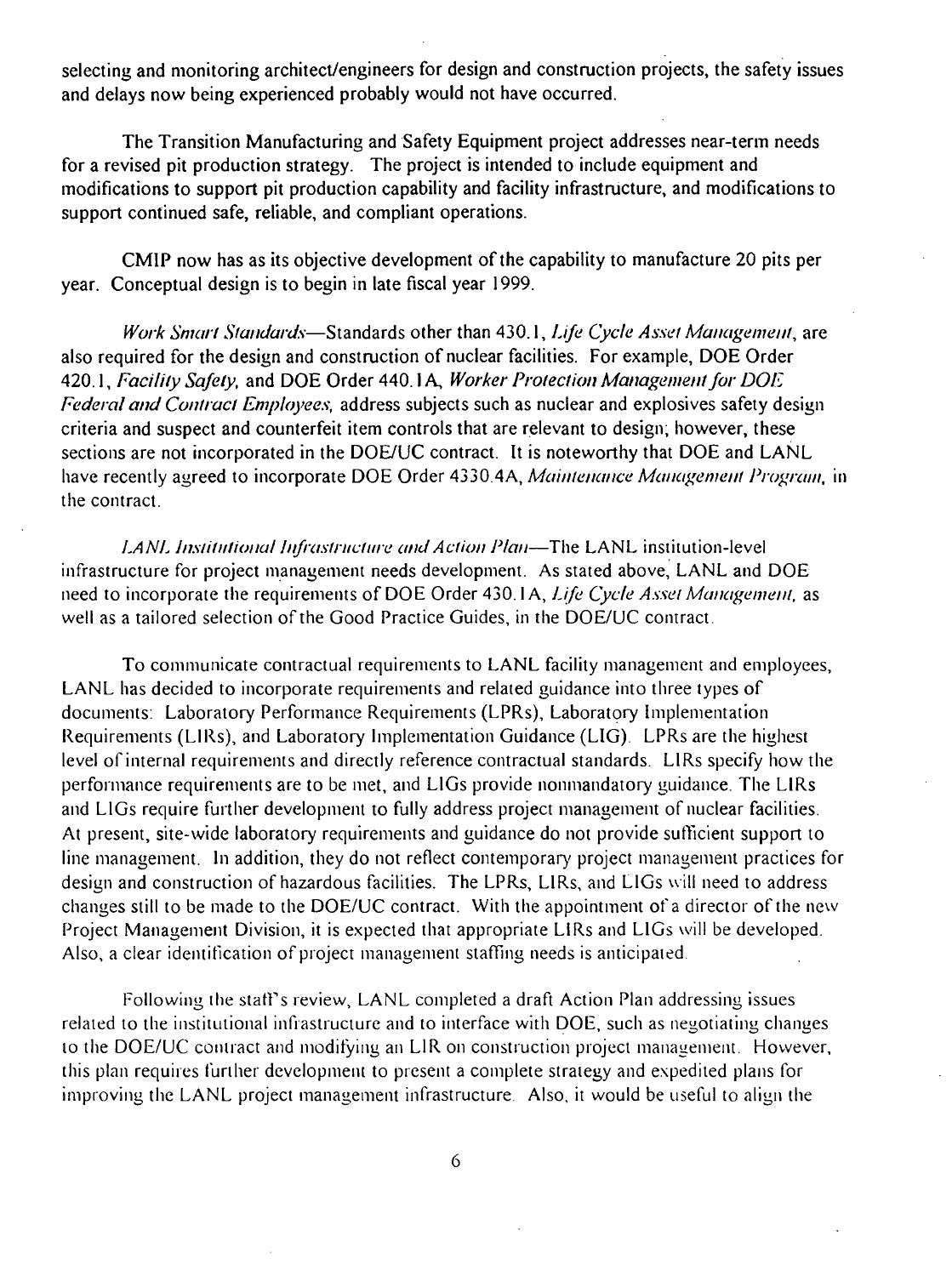selecting and monitoring architect/engineers for design and construction projects, the safety issues and delays now being experienced probably would not have occurred.

The Transition Manufacturing and Safety Equipment project addresses near-term needs for a revised pit production strategy. The project is intended to include equipment and modifications to support pit production capability and facility infrastructure, and modifications to support continued safe, reliable, and compliant operations.

CMIP now has as its objective development of the capability to manufacture 20 pits per year. Conceptual design is to begin in late fiscal year 1999.

*Work Smart Standards*—Standards other than 430.1, *Life Cycle Asset Management*, are also required for the design and construction of nuclear facilities. For example, DOE Order 420.1, *Facility Safety,* and DOE Order 440.1A, *Worker Protection Management for DOE Federal and Contract Employees,* address subjects such as nuclear and explosives safety design criteria and suspect and counterfeit item controls that are relevant to design; however, these sections are not incorporated in the DOE/UC contract. It is noteworthy that DOE and LANL have recently agreed to incorporate DOE Order 4330.4A, *Maintenance Management Program,* in the contract.

*LANL Institutional Infrastructure and Action Plan*—The LANL institution-level infrastructure for project management needs development. As stated above, LANL and DOE need to incorporate the requirements of DOE Order 430.1A, *Life Cycle Asset Management,* as well as a tailored selection of the Good Practice Guides, in the DOE/UC contract.

To communicate contractual requirements to LANL facility management and employees, LANL has decided to incorporate requirements and related guidance into three types of documents: Laboratory Performance Requirements (LPRs), Laboratory Implementation Requirements (LIRs), and Laboratory Implementation Guidance (LIG). LPRs are the highest level of internal requirements and directly reference contractual standards. LIRs specify how the performance requirements are to be met, and LIGs provide nonmandatory guidance. The LIRs and LIGs require further development to fully address project management of nuclear facilities. At present, site-wide laboratory requirements and guidance do not provide sufficient support to line management. In addition, they do not reflect contemporary project management practices for design and construction of hazardous facilities. The LPRs, LIRs, and LIGs will need to address changes still to be made to the DOE/UC contract. With the appointment of a director of the new Project Management Division, it is expected that appropriate LIRs and LIGs will be developed. Also, a clear identification of project management staffing needs is anticipated.

Following the staff's review, LANL completed a draft Action Plan addressing issues related to the institutional infrastructure and to interface with DOE, such as negotiating changes to the DOE/UC contract and modifying an LIR on construction project management. However, this plan requires further development to present a complete strategy and expedited plans for improving the LANL project management infrastructure. Also, it would be useful to align the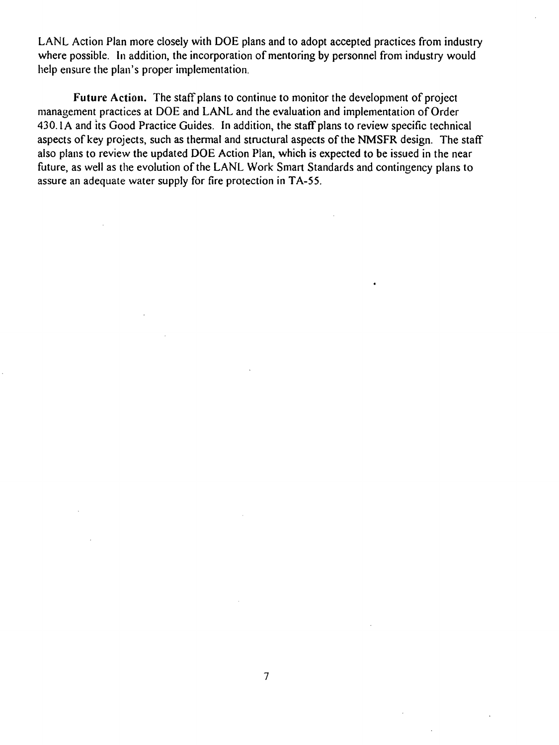LANL Action Plan more closely with DOE plans and to adopt accepted practices from industry where possible. In addition, the incorporation of mentoring by personnel from industry would help ensure the plan's proper implementation.

**Future Action.** The staff plans to continue to monitor the development of project management practices at DOE and LANL and the evaluation and implementation of Order 430.1A and its Good Practice Guides. In addition, the staff plans to review specific technical aspects of key projects, such as thermal and structural aspects of the NMSFR design. The staff also plans to review the updated DOE Action Plan, which is expected to be issued in the near future, as well as the evolution of the LANL Work Smart Standards and contingency plans to assure an adequate water supply for fire protection in TA-55.